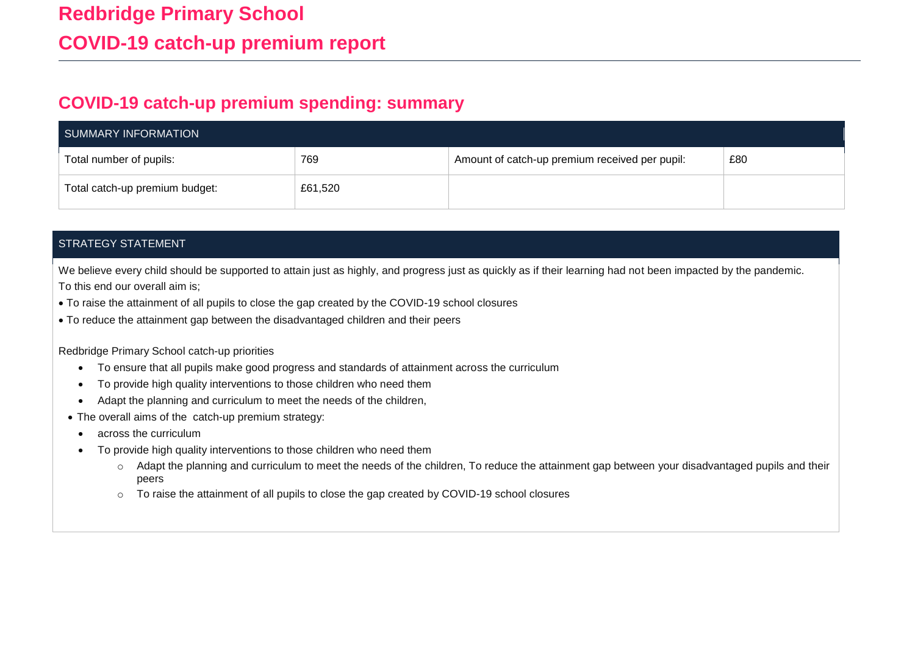# Redbridge Primary School

# COVID-19 catch-up premium report

## COVID-19 catch-up premium spending: summary

| SUMMARY INFORMATION | | | |
|---|---|---|---|
| Total number of pupils: | 769 | Amount of catch-up premium received per pupil: | £80 |
| Total catch-up premium budget: | £61,520 | | |

| STRATEGY STATEMENT |
|---|

We believe every child should be supported to attain just as highly, and progress just as quickly as if their learning had not been impacted by the pandemic.
To this end our overall aim is;

- To raise the attainment of all pupils to close the gap created by the COVID-19 school closures
- To reduce the attainment gap between the disadvantaged children and their peers

Redbridge Primary School catch-up priorities

- To ensure that all pupils make good progress and standards of attainment across the curriculum
- To provide high quality interventions to those children who need them
- Adapt the planning and curriculum to meet the needs of the children,
- The overall aims of the  catch-up premium strategy:
- across the curriculum
- To provide high quality interventions to those children who need them
    - Adapt the planning and curriculum to meet the needs of the children, To reduce the attainment gap between your disadvantaged pupils and their peers
    - To raise the attainment of all pupils to close the gap created by COVID-19 school closures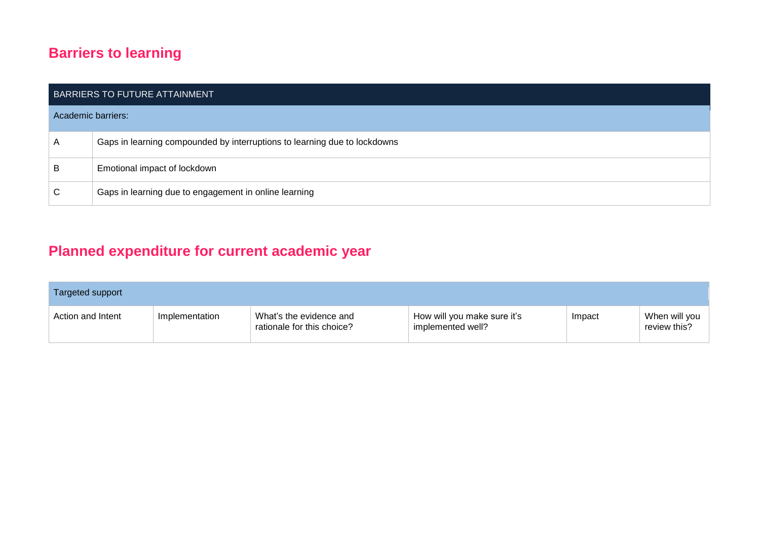## Barriers to learning

| BARRIERS TO FUTURE ATTAINMENT | |
|---|---|
| Academic barriers: | |
| A | Gaps in learning compounded by interruptions to learning due to lockdowns |
| B | Emotional impact of lockdown |
| C | Gaps in learning due to engagement in online learning |

## Planned expenditure for current academic year

| Targeted support | | | | | |
|---|---|---|---|---|---|
| Action and Intent | Implementation | What's the evidence and rationale for this choice? | How will you make sure it's implemented well? | Impact | When will you review this? |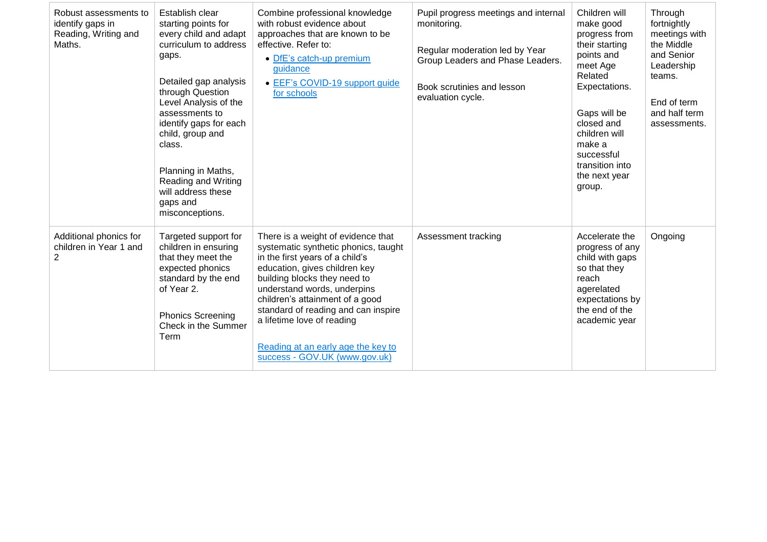| Robust assessments to identify gaps in Reading, Writing and Maths. | Establish clear starting points for every child and adapt curriculum to address gaps.<br><br>Detailed gap analysis through Question Level Analysis of the assessments to identify gaps for each child, group and class.<br><br>Planning in Maths, Reading and Writing will address these gaps and misconceptions. | Combine professional knowledge with robust evidence about approaches that are known to be effective. Refer to:<br>• [DfE's catch-up premium guidance]()<br>• [EEF's COVID-19 support guide for schools]() | Pupil progress meetings and internal monitoring.<br><br>Regular moderation led by Year Group Leaders and Phase Leaders.<br><br>Book scrutinies and lesson evaluation cycle. | Children will make good progress from their starting points and meet Age Related Expectations.<br><br>Gaps will be closed and children will make a successful transition into the next year group. | Through fortnightly meetings with the Middle and Senior Leadership teams.<br><br>End of term and half term assessments. |
|---|---|---|---|---|---|
| Additional phonics for children in Year 1 and 2 | Targeted support for children in ensuring that they meet the expected phonics standard by the end of Year 2.<br><br>Phonics Screening Check in the Summer Term | There is a weight of evidence that systematic synthetic phonics, taught in the first years of a child's education, gives children key building blocks they need to understand words, underpins children's attainment of a good standard of reading and can inspire a lifetime love of reading<br><br>[Reading at an early age the key to success - GOV.UK (www.gov.uk)]() | Assessment tracking | Accelerate the progress of any child with gaps so that they reach agerelated expectations by the end of the academic year | Ongoing |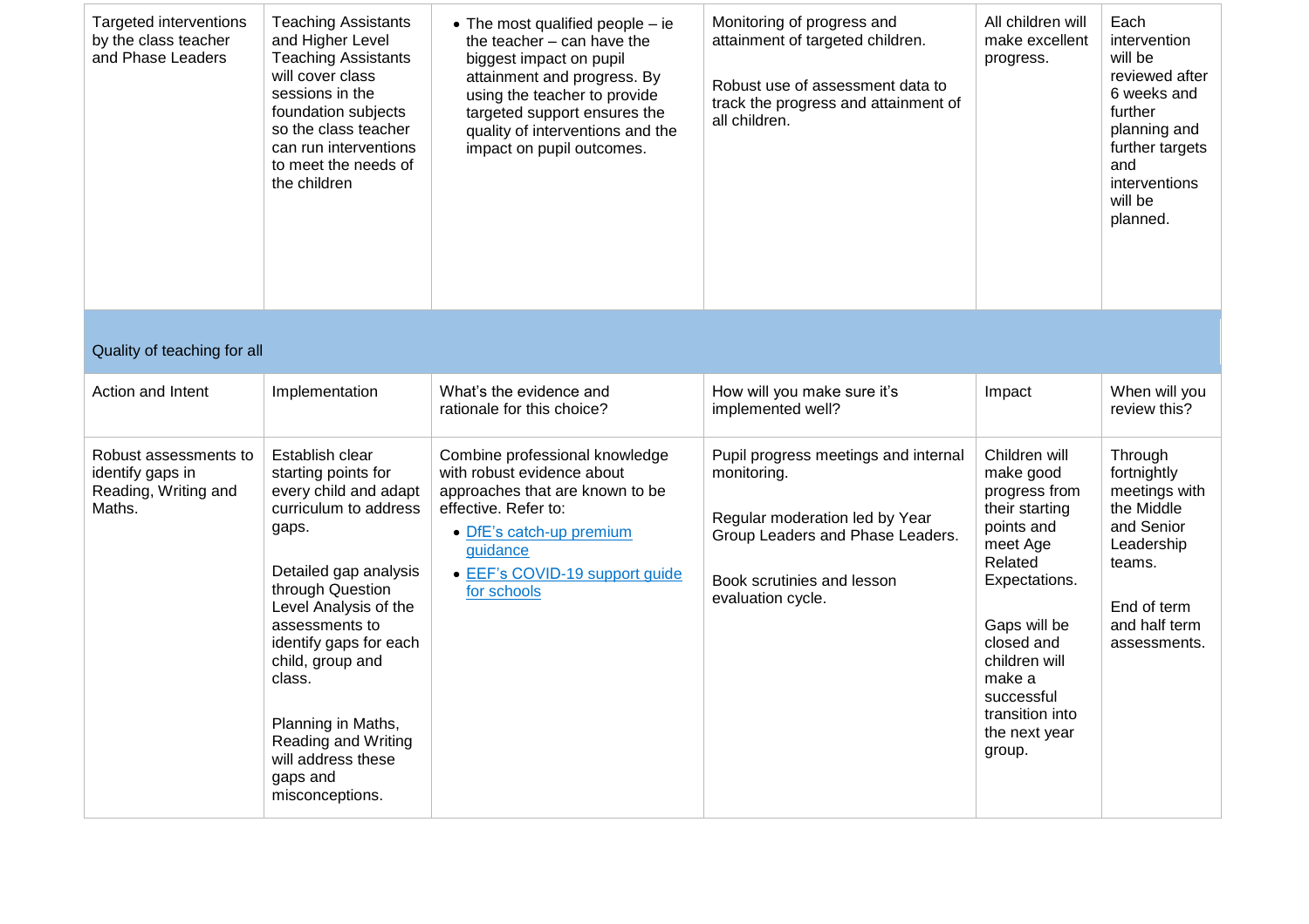| Targeted interventions by the class teacher and Phase Leaders | Teaching Assistants and Higher Level Teaching Assistants will cover class sessions in the foundation subjects so the class teacher can run interventions to meet the needs of the children | • The most qualified people – ie the teacher – can have the biggest impact on pupil attainment and progress. By using the teacher to provide targeted support ensures the quality of interventions and the impact on pupil outcomes. | Monitoring of progress and attainment of targeted children.<br><br>Robust use of assessment data to track the progress and attainment of all children. | All children will make excellent progress. | Each intervention will be reviewed after 6 weeks and further planning and further targets and interventions will be planned. |
|---|---|---|---|---|---|

**Quality of teaching for all**

| Action and Intent | Implementation | What's the evidence and rationale for this choice? | How will you make sure it's implemented well? | Impact | When will you review this? |
|---|---|---|---|---|---|
| Robust assessments to identify gaps in Reading, Writing and Maths. | Establish clear starting points for every child and adapt curriculum to address gaps.<br><br>Detailed gap analysis through Question Level Analysis of the assessments to identify gaps for each child, group and class.<br><br>Planning in Maths, Reading and Writing will address these gaps and misconceptions. | Combine professional knowledge with robust evidence about approaches that are known to be effective. Refer to:<br>• DfE's catch-up premium guidance<br>• EEF's COVID-19 support guide for schools | Pupil progress meetings and internal monitoring.<br><br>Regular moderation led by Year Group Leaders and Phase Leaders.<br><br>Book scrutinies and lesson evaluation cycle. | Children will make good progress from their starting points and meet Age Related Expectations.<br><br>Gaps will be closed and children will make a successful transition into the next year group. | Through fortnightly meetings with the Middle and Senior Leadership teams.<br><br>End of term and half term assessments. |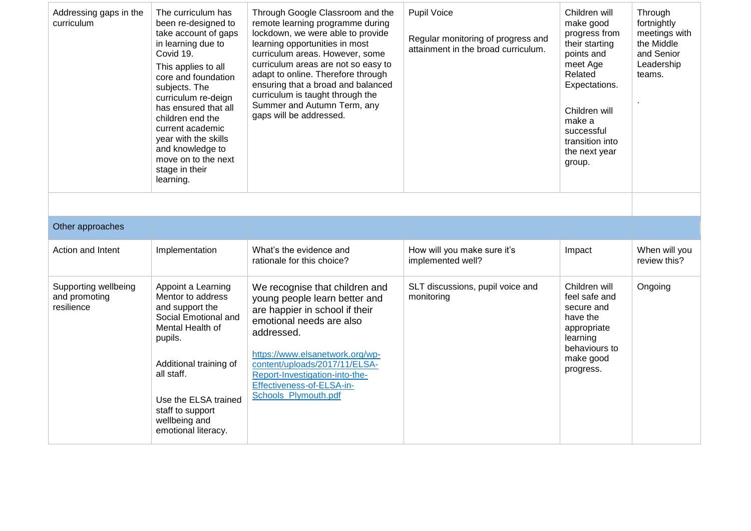| | | | | | |
|---|---|---|---|---|---|
| Addressing gaps in the curriculum | The curriculum has been re-designed to take account of gaps in learning due to Covid 19.<br><br>This applies to all core and foundation subjects. The curriculum re-deign has ensured that all children end the current academic year with the skills and knowledge to move on to the next stage in their learning. | Through Google Classroom and the remote learning programme during lockdown, we were able to provide learning opportunities in most curriculum areas. However, some curriculum areas are not so easy to adapt to online. Therefore through ensuring that a broad and balanced curriculum is taught through the Summer and Autumn Term, any gaps will be addressed. | Pupil Voice<br><br>Regular monitoring of progress and attainment in the broad curriculum. | Children will make good progress from their starting points and meet Age Related Expectations.<br><br>Children will make a successful transition into the next year group. | Through fortnightly meetings with the Middle and Senior Leadership teams.<br><br>. |
| | | | | | |
| Other approaches | | | | | |
| Action and Intent | Implementation | What's the evidence and rationale for this choice? | How will you make sure it's implemented well? | Impact | When will you review this? |
| Supporting wellbeing and promoting resilience | Appoint a Learning Mentor to address and support the Social Emotional and Mental Health of pupils.<br><br>Additional training of all staff.<br><br>Use the ELSA trained staff to support wellbeing and emotional literacy. | We recognise that children and young people learn better and are happier in school if their emotional needs are also addressed.<br><br>https://www.elsanetwork.org/wp-content/uploads/2017/11/ELSA-Report-Investigation-into-the-Effectiveness-of-ELSA-in-Schools_Plymouth.pdf | SLT discussions, pupil voice and monitoring | Children will feel safe and secure and have the appropriate learning behaviours to make good progress. | Ongoing |